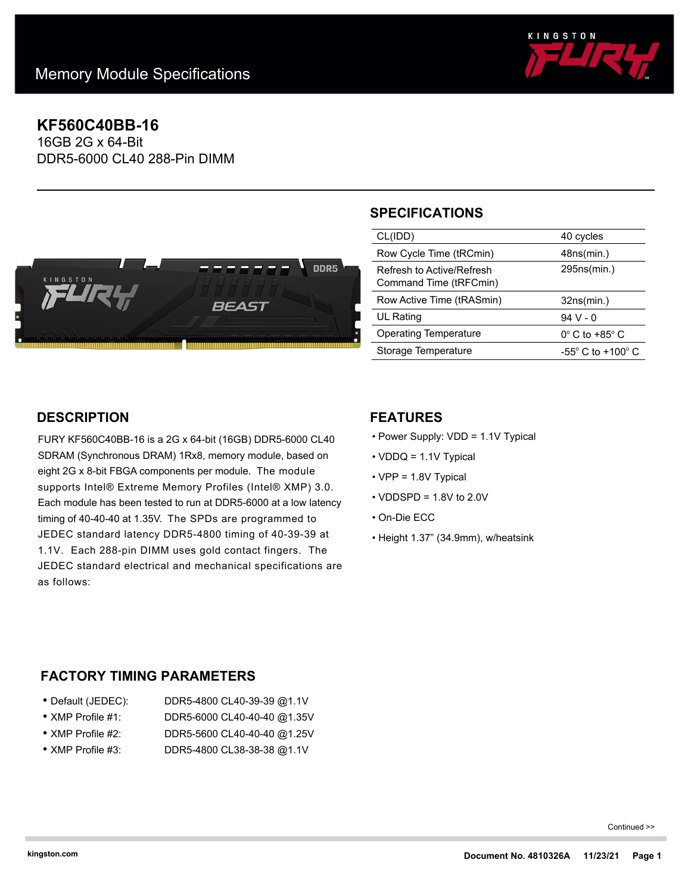Memory Module Specifications

# KF560C40BB-16

16GB 2G x 64-Bit
DDR5-6000 CL40 288-Pin DIMM

## SPECIFICATIONS

| | |
|---|---|
| CL(IDD) | 40 cycles |
| Row Cycle Time (tRCmin) | 48ns(min.) |
| Refresh to Active/Refresh Command Time (tRFCmin) | 295ns(min.) |
| Row Active Time (tRASmin) | 32ns(min.) |
| UL Rating | 94 V - 0 |
| Operating Temperature | 0° C to +85° C |
| Storage Temperature | -55° C to +100° C |

## DESCRIPTION

FURY KF560C40BB-16 is a 2G x 64-bit (16GB) DDR5-6000 CL40 SDRAM (Synchronous DRAM) 1Rx8, memory module, based on eight 2G x 8-bit FBGA components per module. The module supports Intel® Extreme Memory Profiles (Intel® XMP) 3.0. Each module has been tested to run at DDR5-6000 at a low latency timing of 40-40-40 at 1.35V. The SPDs are programmed to JEDEC standard latency DDR5-4800 timing of 40-39-39 at 1.1V. Each 288-pin DIMM uses gold contact fingers. The JEDEC standard electrical and mechanical specifications are as follows:

## FEATURES

- Power Supply: VDD = 1.1V Typical
- VDDQ = 1.1V Typical
- VPP = 1.8V Typical
- VDDSPD = 1.8V to 2.0V
- On-Die ECC
- Height 1.37" (34.9mm), w/heatsink

## FACTORY TIMING PARAMETERS

- Default (JEDEC): DDR5-4800 CL40-39-39 @1.1V
- XMP Profile #1: DDR5-6000 CL40-40-40 @1.35V
- XMP Profile #2: DDR5-5600 CL40-40-40 @1.25V
- XMP Profile #3: DDR5-4800 CL38-38-38 @1.1V

Continued >>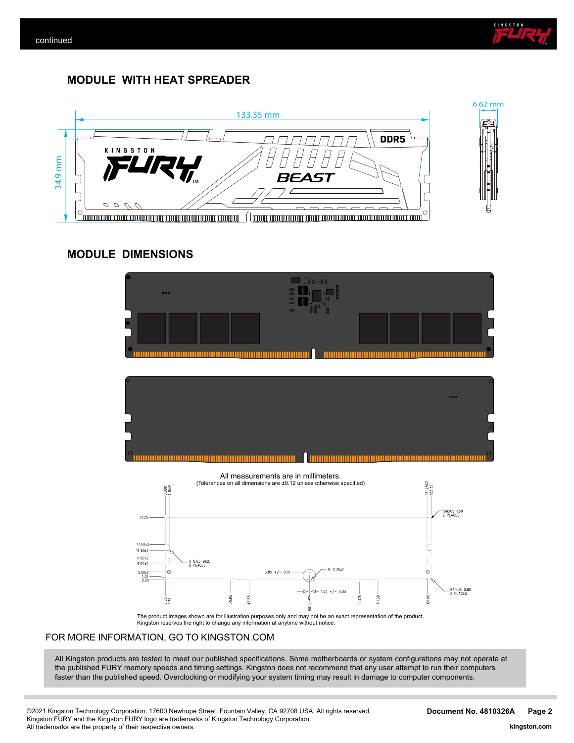## MODULE WITH HEAT SPREADER

133.35 mm

34.9 mm

6.62 mm

## MODULE DIMENSIONS

All measurements are in millimeters.
(Tolerances on all dimensions are ±0.12 unless otherwise specified)

The product images shown are for illustration purposes only and may not be an exact representation of the product.
Kingston reserves the right to change any information at anytime without notice.

FOR MORE INFORMATION, GO TO KINGSTON.COM

All Kingston products are tested to meet our published specifications. Some motherboards or system configurations may not operate at the published FURY memory speeds and timing settings. Kingston does not recommend that any user attempt to run their computers faster than the published speed. Overclocking or modifying your system timing may result in damage to computer components.

©2021 Kingston Technology Corporation, 17600 Newhope Street, Fountain Valley, CA 92708 USA. All rights reserved.
Kingston FURY and the Kingston FURY logo are trademarks of Kingston Technology Corporation.
All trademarks are the property of their respective owners.

**Document No. 4810326A**

kingston.com